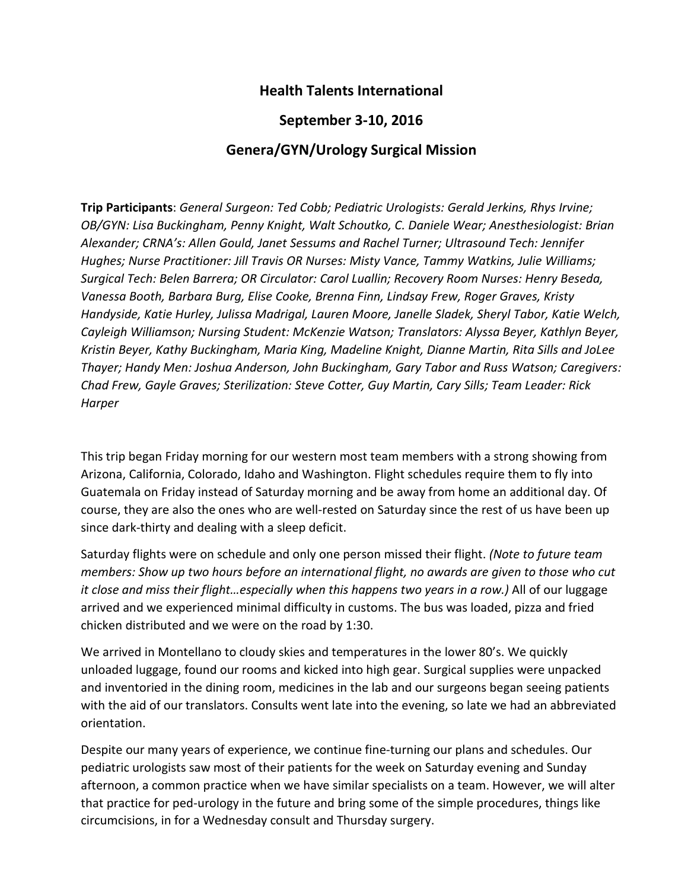# Health Talents International

## September 3-10, 2016

## Genera/GYN/Urology Surgical Mission

**Trip Participants**: *General Surgeon: Ted Cobb; Pediatric Urologists: Gerald Jerkins, Rhys Irvine; OB/GYN: Lisa Buckingham, Penny Knight, Walt Schoutko, C. Daniele Wear; Anesthesiologist: Brian Alexander; CRNA's: Allen Gould, Janet Sessums and Rachel Turner; Ultrasound Tech: Jennifer Hughes; Nurse Practitioner: Jill Travis OR Nurses: Misty Vance, Tammy Watkins, Julie Williams; Surgical Tech: Belen Barrera; OR Circulator: Carol Luallin; Recovery Room Nurses: Henry Beseda, Vanessa Booth, Barbara Burg, Elise Cooke, Brenna Finn, Lindsay Frew, Roger Graves, Kristy Handyside, Katie Hurley, Julissa Madrigal, Lauren Moore, Janelle Sladek, Sheryl Tabor, Katie Welch, Cayleigh Williamson; Nursing Student: McKenzie Watson; Translators: Alyssa Beyer, Kathlyn Beyer, Kristin Beyer, Kathy Buckingham, Maria King, Madeline Knight, Dianne Martin, Rita Sills and JoLee Thayer; Handy Men: Joshua Anderson, John Buckingham, Gary Tabor and Russ Watson; Caregivers: Chad Frew, Gayle Graves; Sterilization: Steve Cotter, Guy Martin, Cary Sills; Team Leader: Rick Harper*

This trip began Friday morning for our western most team members with a strong showing from Arizona, California, Colorado, Idaho and Washington. Flight schedules require them to fly into Guatemala on Friday instead of Saturday morning and be away from home an additional day. Of course, they are also the ones who are well-rested on Saturday since the rest of us have been up since dark-thirty and dealing with a sleep deficit.

Saturday flights were on schedule and only one person missed their flight. *(Note to future team members: Show up two hours before an international flight, no awards are given to those who cut it close and miss their flight…especially when this happens two years in a row.)* All of our luggage arrived and we experienced minimal difficulty in customs. The bus was loaded, pizza and fried chicken distributed and we were on the road by 1:30.

We arrived in Montellano to cloudy skies and temperatures in the lower 80's. We quickly unloaded luggage, found our rooms and kicked into high gear. Surgical supplies were unpacked and inventoried in the dining room, medicines in the lab and our surgeons began seeing patients with the aid of our translators. Consults went late into the evening, so late we had an abbreviated orientation.

Despite our many years of experience, we continue fine-turning our plans and schedules. Our pediatric urologists saw most of their patients for the week on Saturday evening and Sunday afternoon, a common practice when we have similar specialists on a team. However, we will alter that practice for ped-urology in the future and bring some of the simple procedures, things like circumcisions, in for a Wednesday consult and Thursday surgery.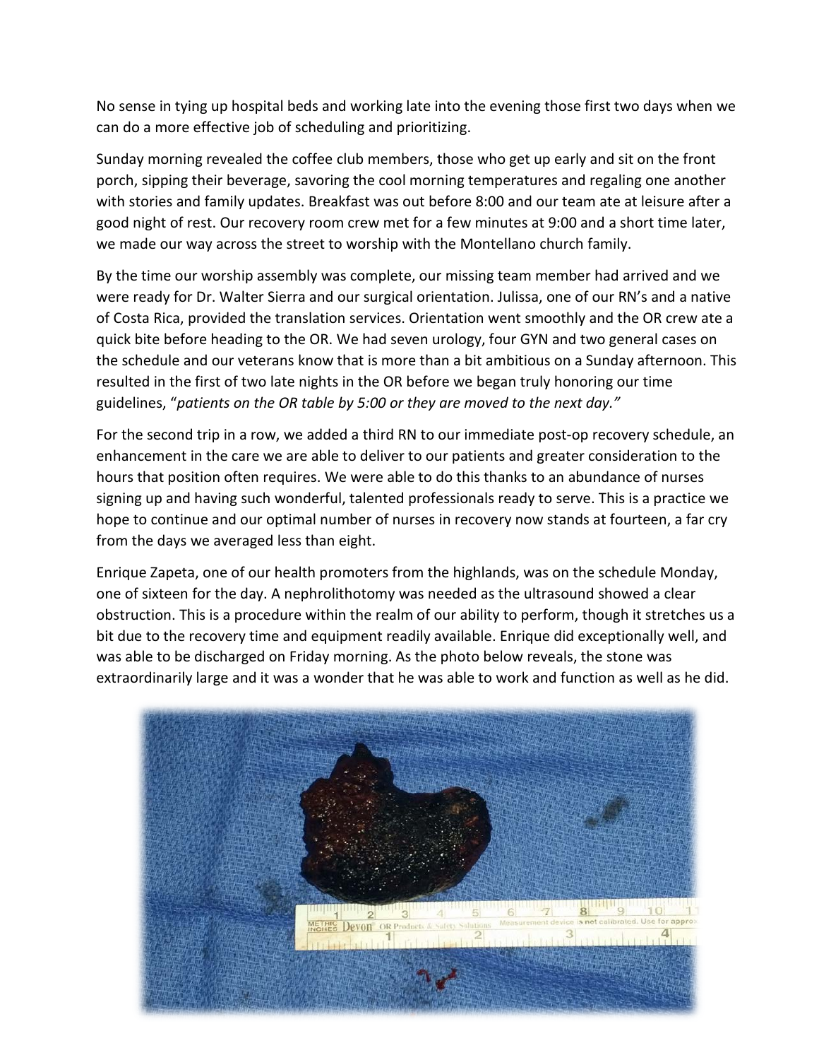No sense in tying up hospital beds and working late into the evening those first two days when we can do a more effective job of scheduling and prioritizing.

Sunday morning revealed the coffee club members, those who get up early and sit on the front porch, sipping their beverage, savoring the cool morning temperatures and regaling one another with stories and family updates. Breakfast was out before 8:00 and our team ate at leisure after a good night of rest. Our recovery room crew met for a few minutes at 9:00 and a short time later, we made our way across the street to worship with the Montellano church family.

By the time our worship assembly was complete, our missing team member had arrived and we were ready for Dr. Walter Sierra and our surgical orientation. Julissa, one of our RN's and a native of Costa Rica, provided the translation services. Orientation went smoothly and the OR crew ate a quick bite before heading to the OR. We had seven urology, four GYN and two general cases on the schedule and our veterans know that is more than a bit ambitious on a Sunday afternoon. This resulted in the first of two late nights in the OR before we began truly honoring our time guidelines, "*patients on the OR table by 5:00 or they are moved to the next day."*

For the second trip in a row, we added a third RN to our immediate post-op recovery schedule, an enhancement in the care we are able to deliver to our patients and greater consideration to the hours that position often requires. We were able to do this thanks to an abundance of nurses signing up and having such wonderful, talented professionals ready to serve. This is a practice we hope to continue and our optimal number of nurses in recovery now stands at fourteen, a far cry from the days we averaged less than eight.

Enrique Zapeta, one of our health promoters from the highlands, was on the schedule Monday, one of sixteen for the day. A nephrolithotomy was needed as the ultrasound showed a clear obstruction. This is a procedure within the realm of our ability to perform, though it stretches us a bit due to the recovery time and equipment readily available. Enrique did exceptionally well, and was able to be discharged on Friday morning. As the photo below reveals, the stone was extraordinarily large and it was a wonder that he was able to work and function as well as he did.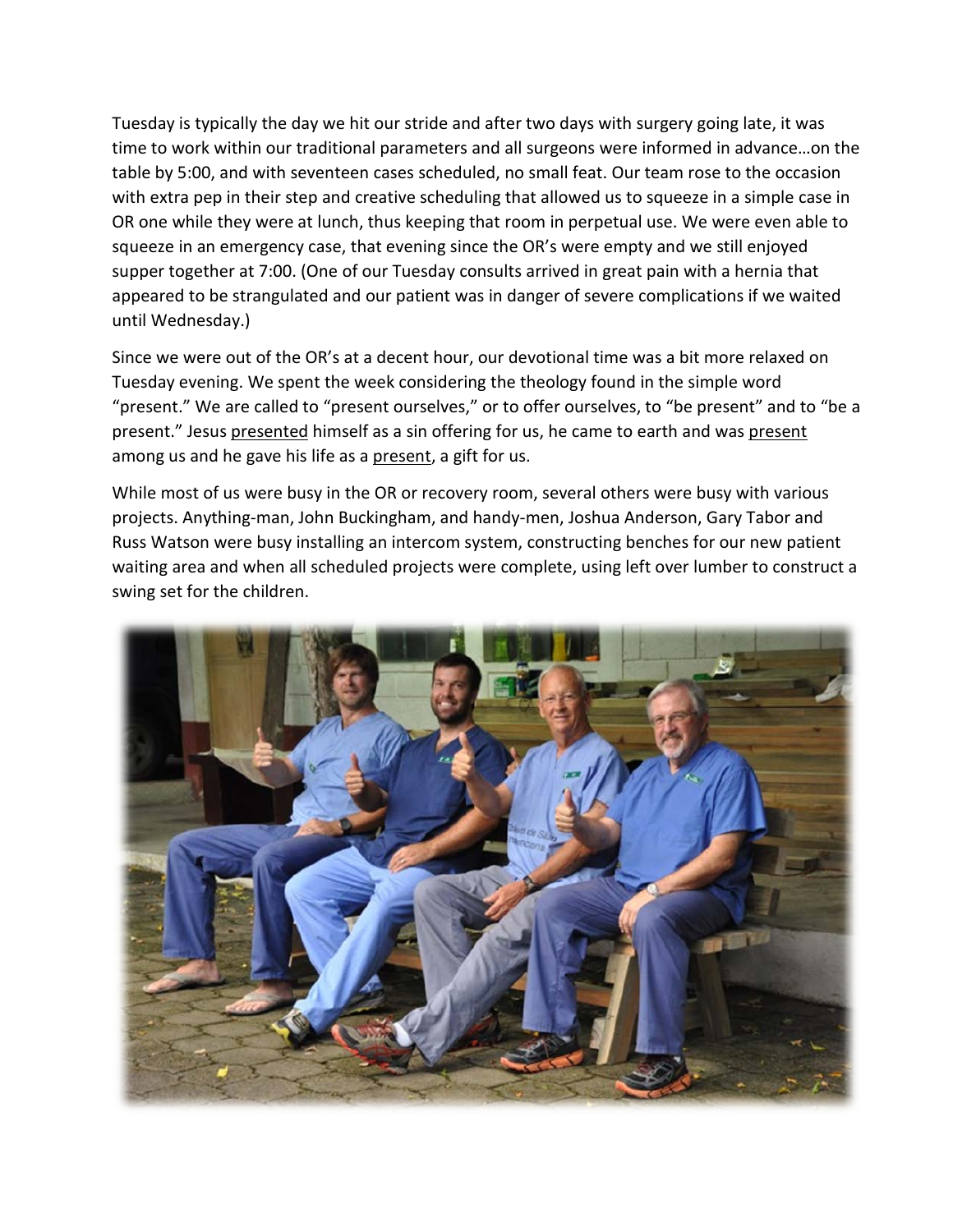Tuesday is typically the day we hit our stride and after two days with surgery going late, it was time to work within our traditional parameters and all surgeons were informed in advance…on the table by 5:00, and with seventeen cases scheduled, no small feat. Our team rose to the occasion with extra pep in their step and creative scheduling that allowed us to squeeze in a simple case in OR one while they were at lunch, thus keeping that room in perpetual use. We were even able to squeeze in an emergency case, that evening since the OR's were empty and we still enjoyed supper together at 7:00. (One of our Tuesday consults arrived in great pain with a hernia that appeared to be strangulated and our patient was in danger of severe complications if we waited until Wednesday.)

Since we were out of the OR's at a decent hour, our devotional time was a bit more relaxed on Tuesday evening. We spent the week considering the theology found in the simple word "present." We are called to "present ourselves," or to offer ourselves, to "be present" and to "be a present." Jesus <u>presented</u> himself as a sin offering for us, he came to earth and was <u>present</u> among us and he gave his life as a <u>present</u>, a gift for us.

While most of us were busy in the OR or recovery room, several others were busy with various projects. Anything-man, John Buckingham, and handy-men, Joshua Anderson, Gary Tabor and Russ Watson were busy installing an intercom system, constructing benches for our new patient waiting area and when all scheduled projects were complete, using left over lumber to construct a swing set for the children.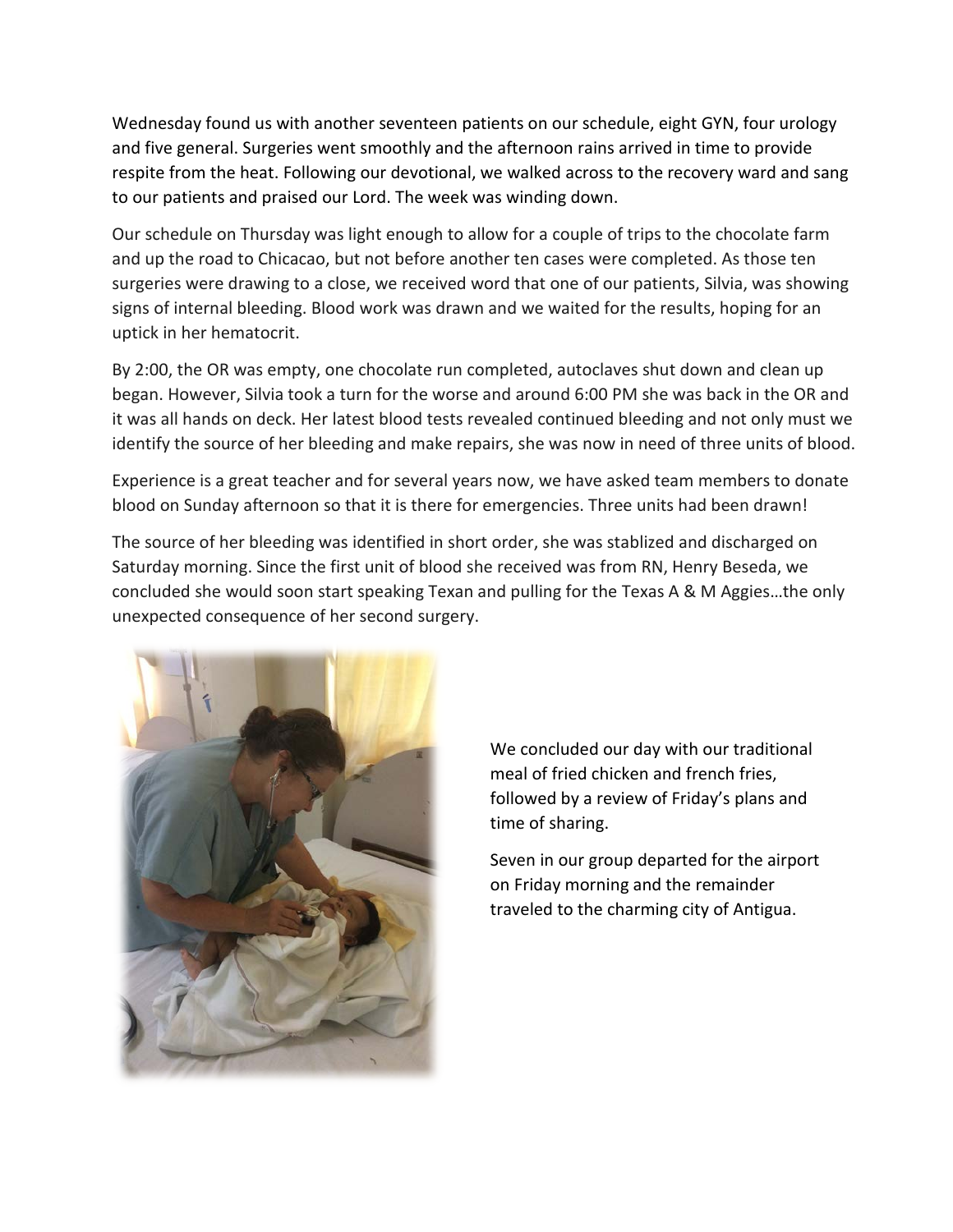Wednesday found us with another seventeen patients on our schedule, eight GYN, four urology and five general. Surgeries went smoothly and the afternoon rains arrived in time to provide respite from the heat. Following our devotional, we walked across to the recovery ward and sang to our patients and praised our Lord. The week was winding down.

Our schedule on Thursday was light enough to allow for a couple of trips to the chocolate farm and up the road to Chicacao, but not before another ten cases were completed. As those ten surgeries were drawing to a close, we received word that one of our patients, Silvia, was showing signs of internal bleeding. Blood work was drawn and we waited for the results, hoping for an uptick in her hematocrit.

By 2:00, the OR was empty, one chocolate run completed, autoclaves shut down and clean up began. However, Silvia took a turn for the worse and around 6:00 PM she was back in the OR and it was all hands on deck. Her latest blood tests revealed continued bleeding and not only must we identify the source of her bleeding and make repairs, she was now in need of three units of blood.

Experience is a great teacher and for several years now, we have asked team members to donate blood on Sunday afternoon so that it is there for emergencies. Three units had been drawn!

The source of her bleeding was identified in short order, she was stablized and discharged on Saturday morning. Since the first unit of blood she received was from RN, Henry Beseda, we concluded she would soon start speaking Texan and pulling for the Texas A & M Aggies…the only unexpected consequence of her second surgery.

We concluded our day with our traditional meal of fried chicken and french fries, followed by a review of Friday's plans and time of sharing.

Seven in our group departed for the airport on Friday morning and the remainder traveled to the charming city of Antigua.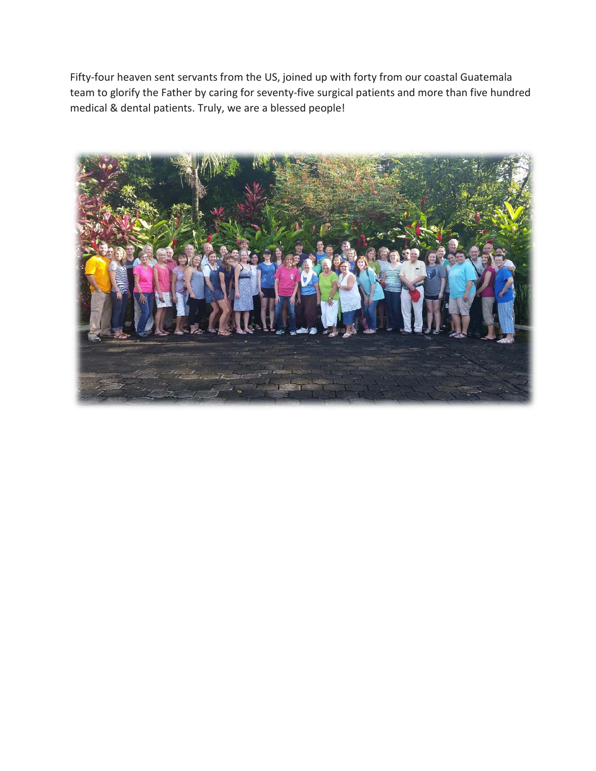Fifty-four heaven sent servants from the US, joined up with forty from our coastal Guatemala team to glorify the Father by caring for seventy-five surgical patients and more than five hundred medical & dental patients. Truly, we are a blessed people!